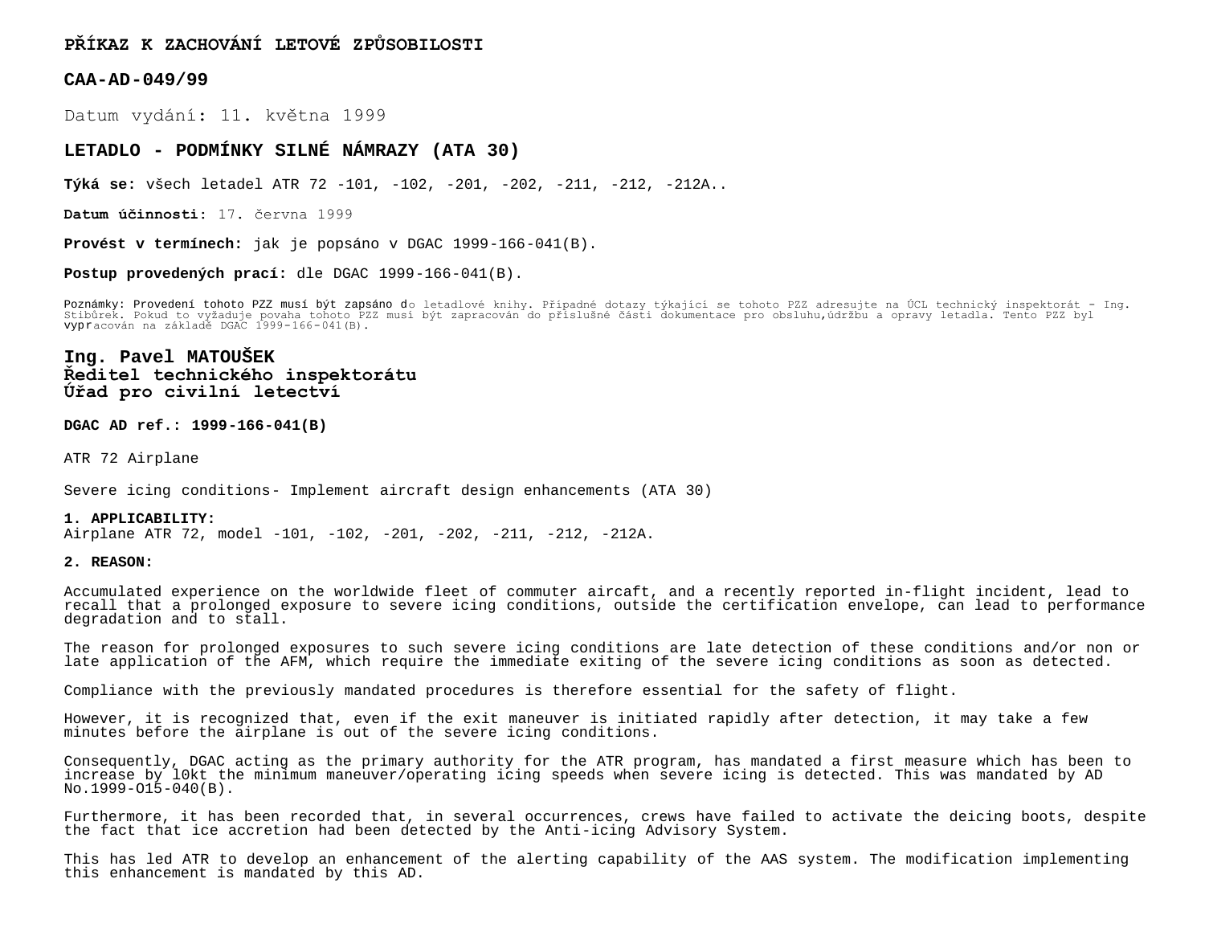**PŘÍKAZ K ZACHOVÁNÍ LETOVÉ ZPŮSOBILOSTI**

**CAA-AD-049/99**

Datum vydání: 11. května 1999

## LETADLO - PODMÍNKY SILNÉ NÁMRAZY (ATA 30)

**Týká se:** všech letadel ATR 72 -101, -102, -201, -202, -211, -212, -212A..

**Datum účinnosti:** 17. června 1999

**Provést v termínech:** jak je popsáno v DGAC 1999-166-041(B).

**Postup provedených prací:** dle DGAC 1999-166-041(B).

Poznámky: Provedení tohoto PZZ musí být zapsáno do letadlové knihy. Případné dotazy týkající se tohoto PZZ adresujte na ÚCL technický inspektorát - Ing. Stibůrek. Pokud to vyžaduje povaha tohoto PZZ musí být zapracován do příslušné části dokumentace pro obsluhu,údržbu a opravy letadla. Tento PZZ byl vypracován na základě DGAC 1999-166-041(B).

**Ing. Pavel MATOUŠEK**
**Ředitel technického inspektorátu**
**Úřad pro civilní letectví**

**DGAC AD ref.: 1999-166-041(B)**

ATR 72 Airplane

Severe icing conditions- Implement aircraft design enhancements (ATA 30)

**1. APPLICABILITY:**
Airplane ATR 72, model -101, -102, -201, -202, -211, -212, -212A.

**2. REASON:**

Accumulated experience on the worldwide fleet of commuter aicraft, and a recently reported in-flight incident, lead to recall that a prolonged exposure to severe icing conditions, outside the certification envelope, can lead to performance degradation and to stall.

The reason for prolonged exposures to such severe icing conditions are late detection of these conditions and/or non or late application of the AFM, which require the immediate exiting of the severe icing conditions as soon as detected.

Compliance with the previously mandated procedures is therefore essential for the safety of flight.

However, it is recognized that, even if the exit maneuver is initiated rapidly after detection, it may take a few minutes before the airplane is out of the severe icing conditions.

Consequently, DGAC acting as the primary authority for the ATR program, has mandated a first measure which has been to increase by l0kt the minimum maneuver/operating icing speeds when severe icing is detected. This was mandated by AD No.1999-O15-040(B).

Furthermore, it has been recorded that, in several occurrences, crews have failed to activate the deicing boots, despite the fact that ice accretion had been detected by the Anti-icing Advisory System.

This has led ATR to develop an enhancement of the alerting capability of the AAS system. The modification implementing this enhancement is mandated by this AD.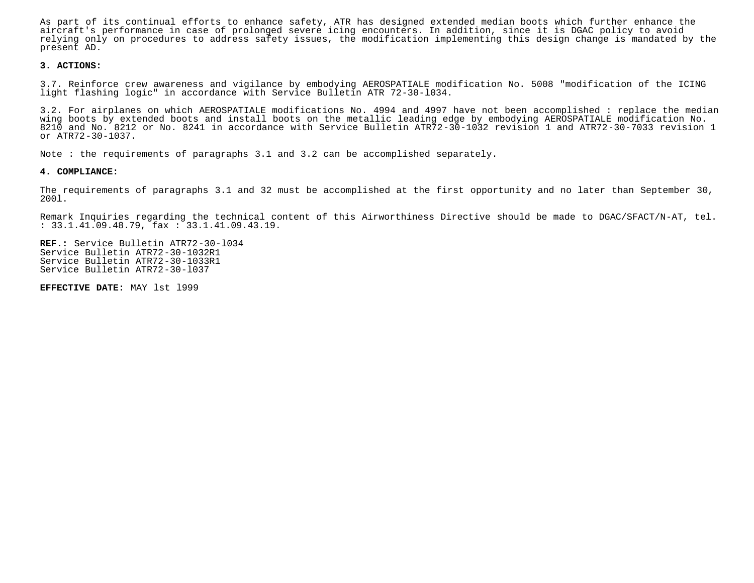As part of its continual efforts to enhance safety, ATR has designed extended median boots which further enhance the aircraft's performance in case of prolonged severe icing encounters. In addition, since it is DGAC policy to avoid relying only on procedures to address safety issues, the modification implementing this design change is mandated by the present AD.

**3. ACTIONS:**

3.7. Reinforce crew awareness and vigilance by embodying AEROSPATIALE modification No. 5008 "modification of the ICING light flashing logic" in accordance with Service Bulletin ATR 72-30-l034.

3.2. For airplanes on which AEROSPATIALE modifications No. 4994 and 4997 have not been accomplished : replace the median wing boots by extended boots and install boots on the metallic leading edge by embodying AEROSPATIALE modification No. 8210 and No. 8212 or No. 8241 in accordance with Service Bulletin ATR72-30-1032 revision 1 and ATR72-30-7033 revision 1 or ATR72-30-1037.

Note : the requirements of paragraphs 3.1 and 3.2 can be accomplished separately.

**4. COMPLIANCE:**

The requirements of paragraphs 3.1 and 32 must be accomplished at the first opportunity and no later than September 30, 200l.

Remark Inquiries regarding the technical content of this Airworthiness Directive should be made to DGAC/SFACT/N-AT, tel. : 33.1.41.09.48.79, fax : 33.1.41.09.43.19.

**REF.:** Service Bulletin ATR72-30-l034
Service Bulletin ATR72-30-1032R1
Service Bulletin ATR72-30-1033R1
Service Bulletin ATR72-30-l037

**EFFECTIVE DATE:** MAY lst l999